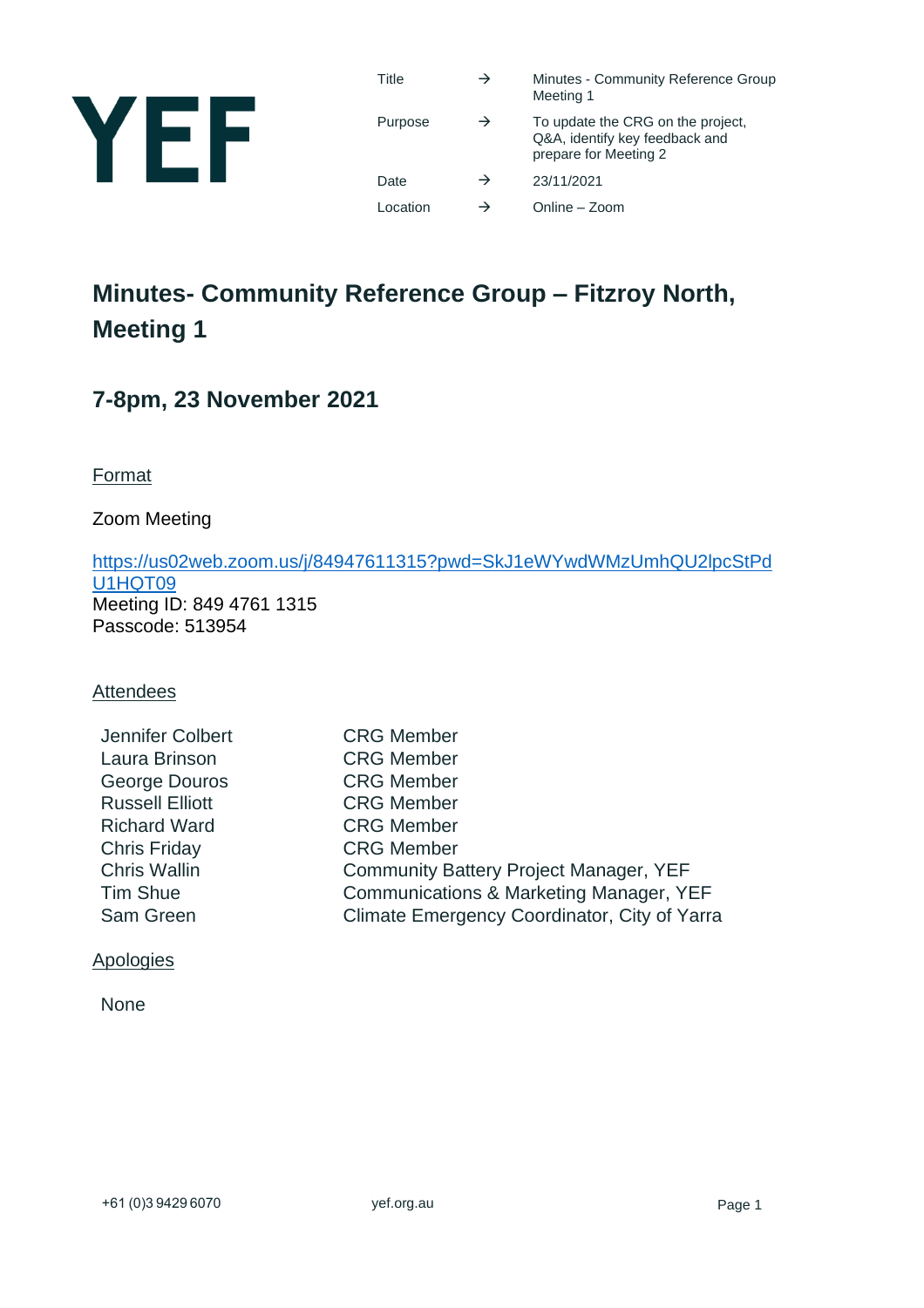YEF

| Title | → | Minutes - Community Reference Group Meeting 1 |
|---|---|---|
| Purpose | → | To update the CRG on the project, Q&A, identify key feedback and prepare for Meeting 2 |
| Date | → | 23/11/2021 |
| Location | → | Online – Zoom |

# Minutes- Community Reference Group – Fitzroy North, Meeting 1

## 7-8pm, 23 November 2021

Format

Zoom Meeting

https://us02web.zoom.us/j/84947611315?pwd=SkJ1eWYwdWMzUmhQU2lpcStPdU1HQT09
Meeting ID: 849 4761 1315
Passcode: 513954

Attendees

| | |
|---|---|
| Jennifer Colbert | CRG Member |
| Laura Brinson | CRG Member |
| George Douros | CRG Member |
| Russell Elliott | CRG Member |
| Richard Ward | CRG Member |
| Chris Friday | CRG Member |
| Chris Wallin | Community Battery Project Manager, YEF |
| Tim Shue | Communications & Marketing Manager, YEF |
| Sam Green | Climate Emergency Coordinator, City of Yarra |

Apologies

None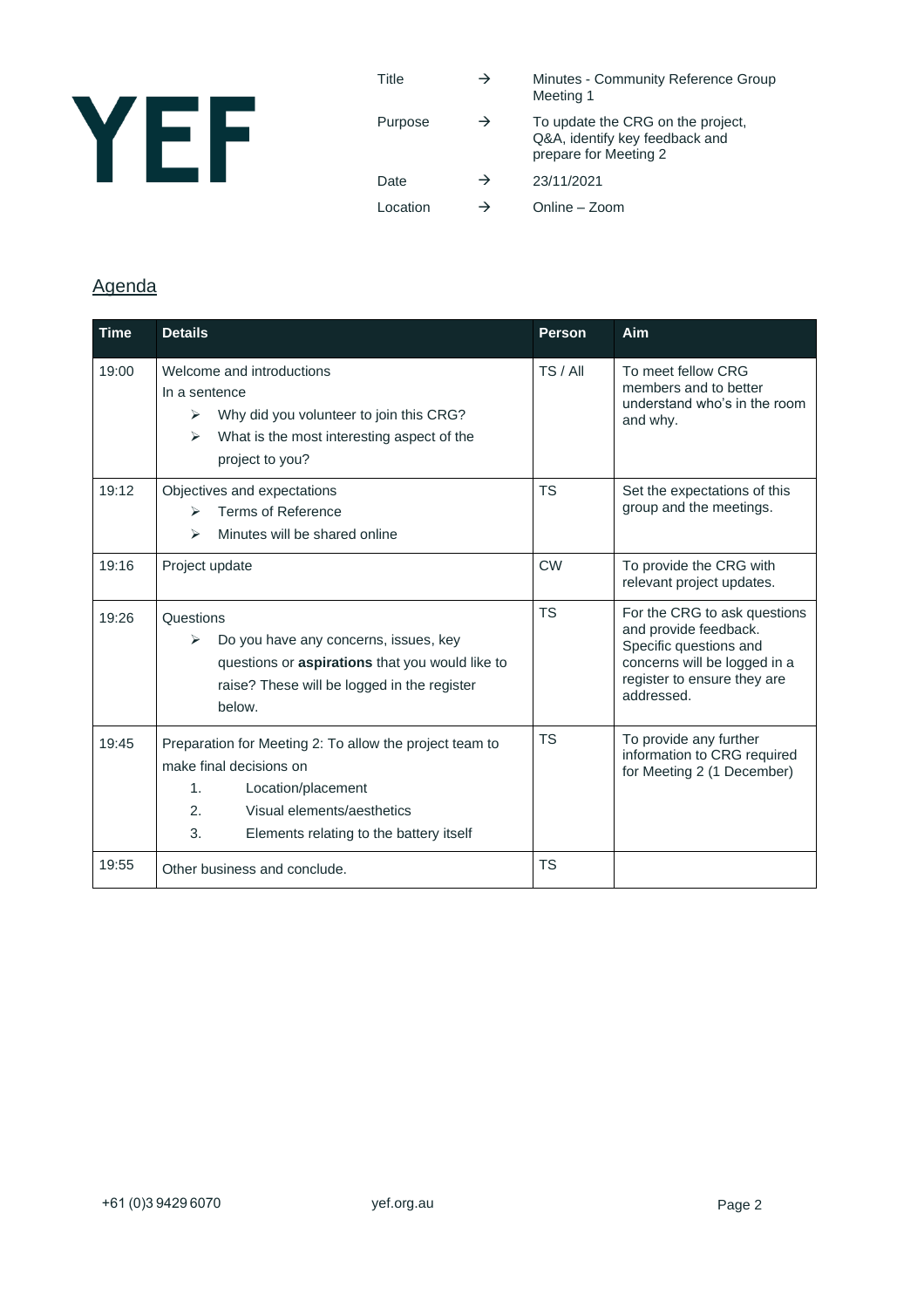YEF

| | | |
|---|---|---|
| Title | → | Minutes - Community Reference Group Meeting 1 |
| Purpose | → | To update the CRG on the project, Q&A, identify key feedback and prepare for Meeting 2 |
| Date | → | 23/11/2021 |
| Location | → | Online – Zoom |

## Agenda

| Time | Details | Person | Aim |
|---|---|---|---|
| 19:00 | Welcome and introductions<br>In a sentence<br>➢ Why did you volunteer to join this CRG?<br>➢ What is the most interesting aspect of the project to you? | TS / All | To meet fellow CRG members and to better understand who's in the room and why. |
| 19:12 | Objectives and expectations<br>➢ Terms of Reference<br>➢ Minutes will be shared online | TS | Set the expectations of this group and the meetings. |
| 19:16 | Project update | CW | To provide the CRG with relevant project updates. |
| 19:26 | Questions<br>➢ Do you have any concerns, issues, key questions or **aspirations** that you would like to raise? These will be logged in the register below. | TS | For the CRG to ask questions and provide feedback. Specific questions and concerns will be logged in a register to ensure they are addressed. |
| 19:45 | Preparation for Meeting 2: To allow the project team to make final decisions on<br>1. Location/placement<br>2. Visual elements/aesthetics<br>3. Elements relating to the battery itself | TS | To provide any further information to CRG required for Meeting 2 (1 December) |
| 19:55 | Other business and conclude. | TS | |

+61 (0)3 9429 6070 yef.org.au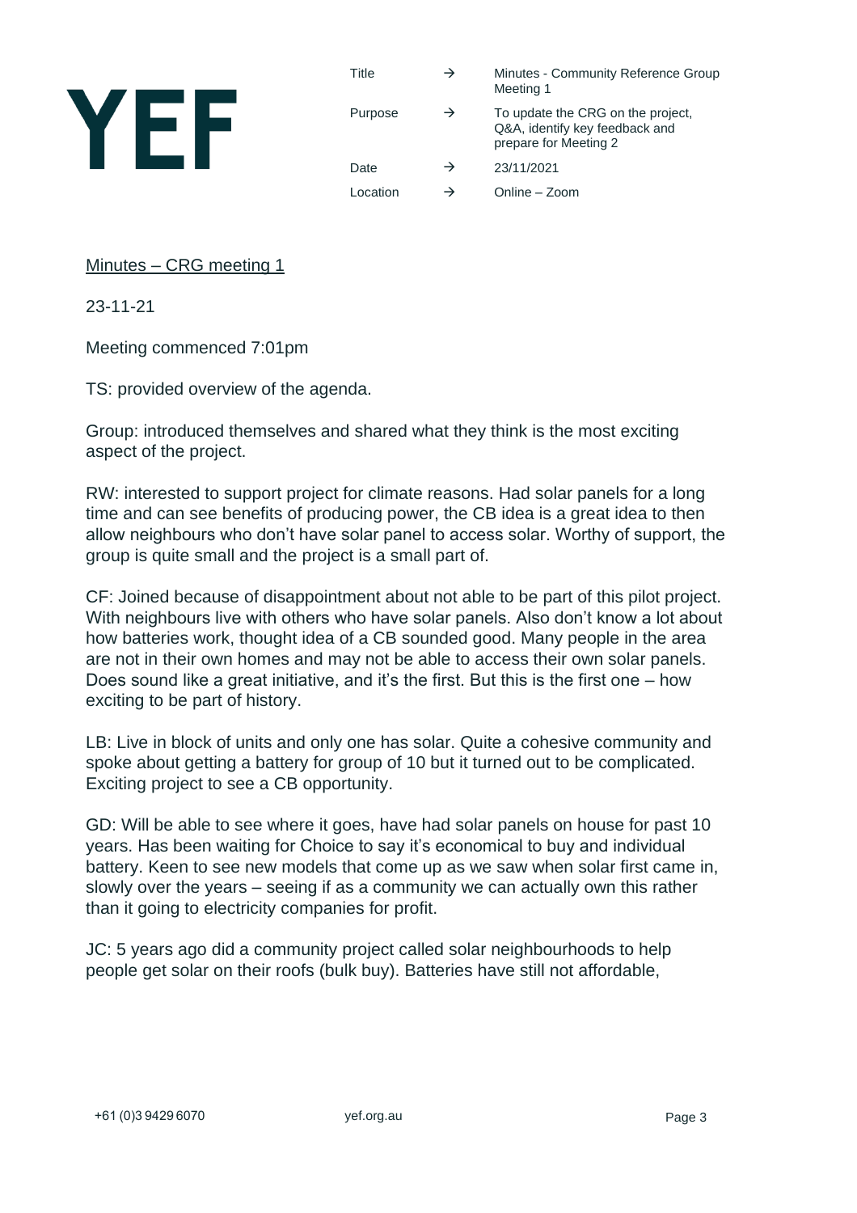YEF

| Title | → | Minutes - Community Reference Group Meeting 1 |
|---|---|---|
| Purpose | → | To update the CRG on the project, Q&A, identify key feedback and prepare for Meeting 2 |
| Date | → | 23/11/2021 |
| Location | → | Online – Zoom |

<u>Minutes – CRG meeting 1</u>

23-11-21

Meeting commenced 7:01pm

TS: provided overview of the agenda.

Group: introduced themselves and shared what they think is the most exciting aspect of the project.

RW: interested to support project for climate reasons. Had solar panels for a long time and can see benefits of producing power, the CB idea is a great idea to then allow neighbours who don't have solar panel to access solar. Worthy of support, the group is quite small and the project is a small part of.

CF: Joined because of disappointment about not able to be part of this pilot project. With neighbours live with others who have solar panels. Also don't know a lot about how batteries work, thought idea of a CB sounded good. Many people in the area are not in their own homes and may not be able to access their own solar panels. Does sound like a great initiative, and it's the first. But this is the first one – how exciting to be part of history.

LB: Live in block of units and only one has solar. Quite a cohesive community and spoke about getting a battery for group of 10 but it turned out to be complicated. Exciting project to see a CB opportunity.

GD: Will be able to see where it goes, have had solar panels on house for past 10 years. Has been waiting for Choice to say it's economical to buy and individual battery. Keen to see new models that come up as we saw when solar first came in, slowly over the years – seeing if as a community we can actually own this rather than it going to electricity companies for profit.

JC: 5 years ago did a community project called solar neighbourhoods to help people get solar on their roofs (bulk buy). Batteries have still not affordable,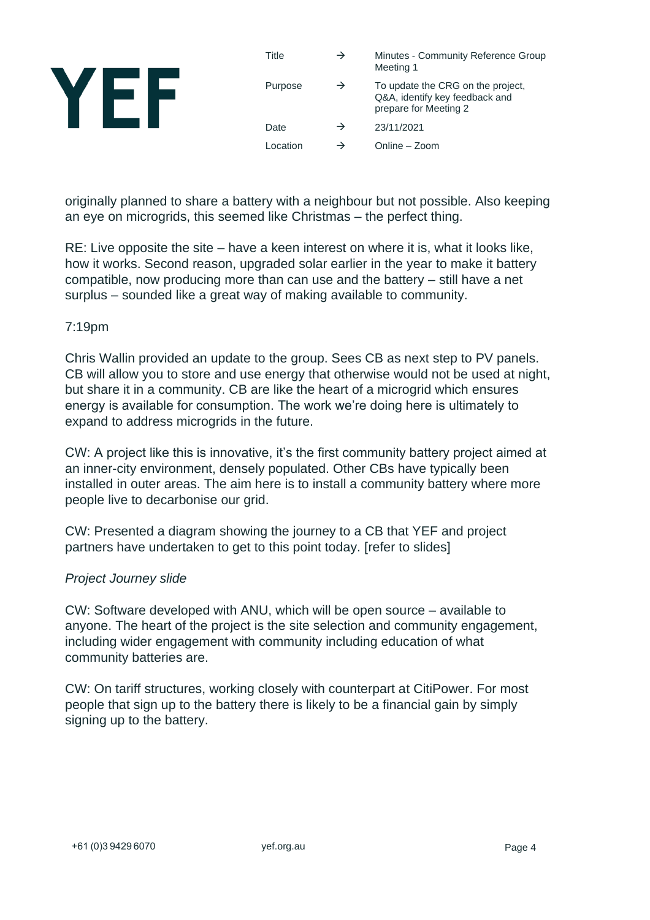originally planned to share a battery with a neighbour but not possible. Also keeping an eye on microgrids, this seemed like Christmas – the perfect thing.

RE: Live opposite the site – have a keen interest on where it is, what it looks like, how it works. Second reason, upgraded solar earlier in the year to make it battery compatible, now producing more than can use and the battery – still have a net surplus – sounded like a great way of making available to community.

7:19pm

Chris Wallin provided an update to the group. Sees CB as next step to PV panels. CB will allow you to store and use energy that otherwise would not be used at night, but share it in a community. CB are like the heart of a microgrid which ensures energy is available for consumption. The work we're doing here is ultimately to expand to address microgrids in the future.

CW: A project like this is innovative, it's the first community battery project aimed at an inner-city environment, densely populated. Other CBs have typically been installed in outer areas. The aim here is to install a community battery where more people live to decarbonise our grid.

CW: Presented a diagram showing the journey to a CB that YEF and project partners have undertaken to get to this point today. [refer to slides]

*Project Journey slide*

CW: Software developed with ANU, which will be open source – available to anyone. The heart of the project is the site selection and community engagement, including wider engagement with community including education of what community batteries are.

CW: On tariff structures, working closely with counterpart at CitiPower. For most people that sign up to the battery there is likely to be a financial gain by simply signing up to the battery.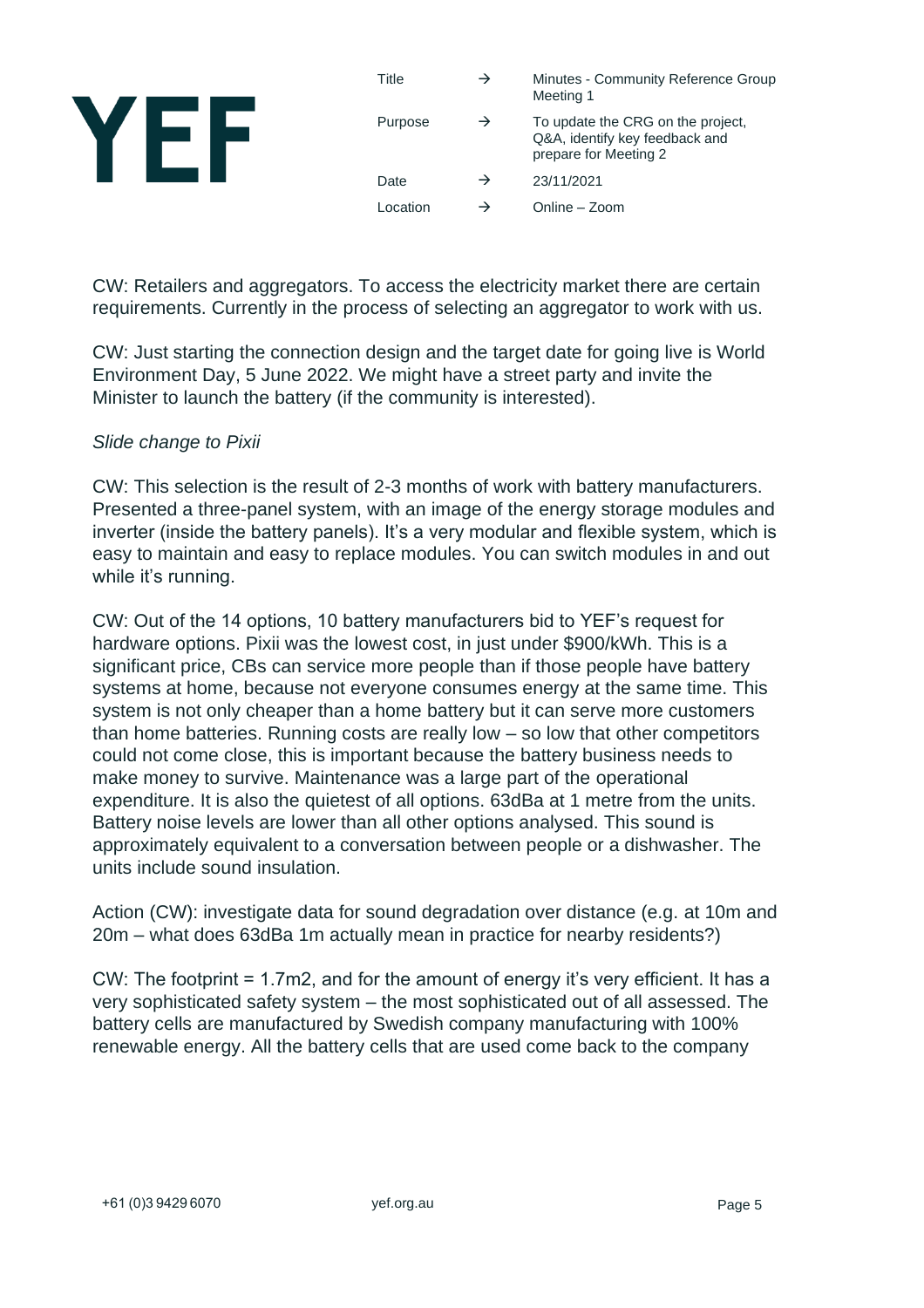CW: Retailers and aggregators. To access the electricity market there are certain requirements. Currently in the process of selecting an aggregator to work with us.

CW: Just starting the connection design and the target date for going live is World Environment Day, 5 June 2022. We might have a street party and invite the Minister to launch the battery (if the community is interested).

*Slide change to Pixii*

CW: This selection is the result of 2-3 months of work with battery manufacturers. Presented a three-panel system, with an image of the energy storage modules and inverter (inside the battery panels). It's a very modular and flexible system, which is easy to maintain and easy to replace modules. You can switch modules in and out while it's running.

CW: Out of the 14 options, 10 battery manufacturers bid to YEF's request for hardware options. Pixii was the lowest cost, in just under $900/kWh. This is a significant price, CBs can service more people than if those people have battery systems at home, because not everyone consumes energy at the same time. This system is not only cheaper than a home battery but it can serve more customers than home batteries. Running costs are really low – so low that other competitors could not come close, this is important because the battery business needs to make money to survive. Maintenance was a large part of the operational expenditure. It is also the quietest of all options. 63dBa at 1 metre from the units. Battery noise levels are lower than all other options analysed. This sound is approximately equivalent to a conversation between people or a dishwasher. The units include sound insulation.

Action (CW): investigate data for sound degradation over distance (e.g. at 10m and 20m – what does 63dBa 1m actually mean in practice for nearby residents?)

CW: The footprint = 1.7m2, and for the amount of energy it's very efficient. It has a very sophisticated safety system – the most sophisticated out of all assessed. The battery cells are manufactured by Swedish company manufacturing with 100% renewable energy. All the battery cells that are used come back to the company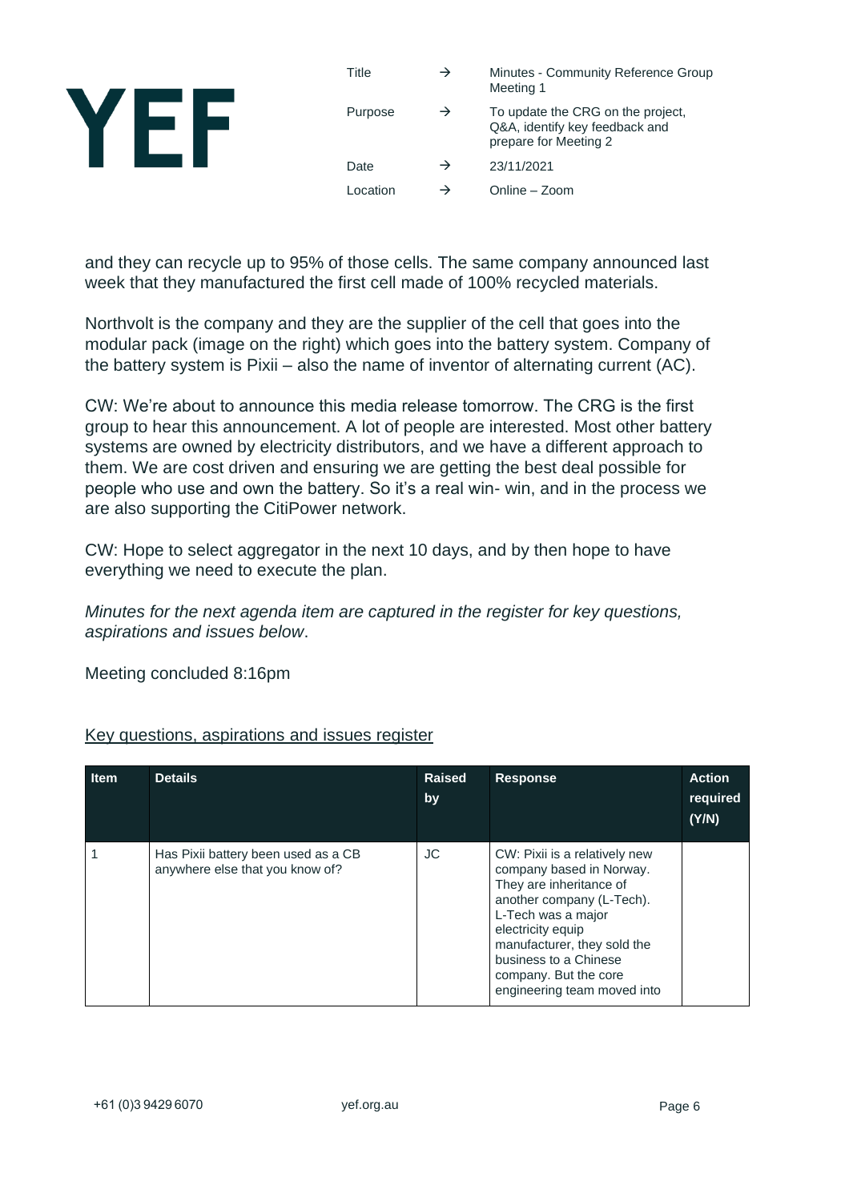and they can recycle up to 95% of those cells. The same company announced last week that they manufactured the first cell made of 100% recycled materials.

Northvolt is the company and they are the supplier of the cell that goes into the modular pack (image on the right) which goes into the battery system. Company of the battery system is Pixii – also the name of inventor of alternating current (AC).

CW: We're about to announce this media release tomorrow. The CRG is the first group to hear this announcement. A lot of people are interested. Most other battery systems are owned by electricity distributors, and we have a different approach to them. We are cost driven and ensuring we are getting the best deal possible for people who use and own the battery. So it's a real win- win, and in the process we are also supporting the CitiPower network.

CW: Hope to select aggregator in the next 10 days, and by then hope to have everything we need to execute the plan.

*Minutes for the next agenda item are captured in the register for key questions, aspirations and issues below*.

Meeting concluded 8:16pm

<u>Key questions, aspirations and issues register</u>

| Item | Details | Raised by | Response | Action required (Y/N) |
|---|---|---|---|---|
| 1 | Has Pixii battery been used as a CB anywhere else that you know of? | JC | CW: Pixii is a relatively new company based in Norway. They are inheritance of another company (L-Tech). L-Tech was a major electricity equip manufacturer, they sold the business to a Chinese company. But the core engineering team moved into | |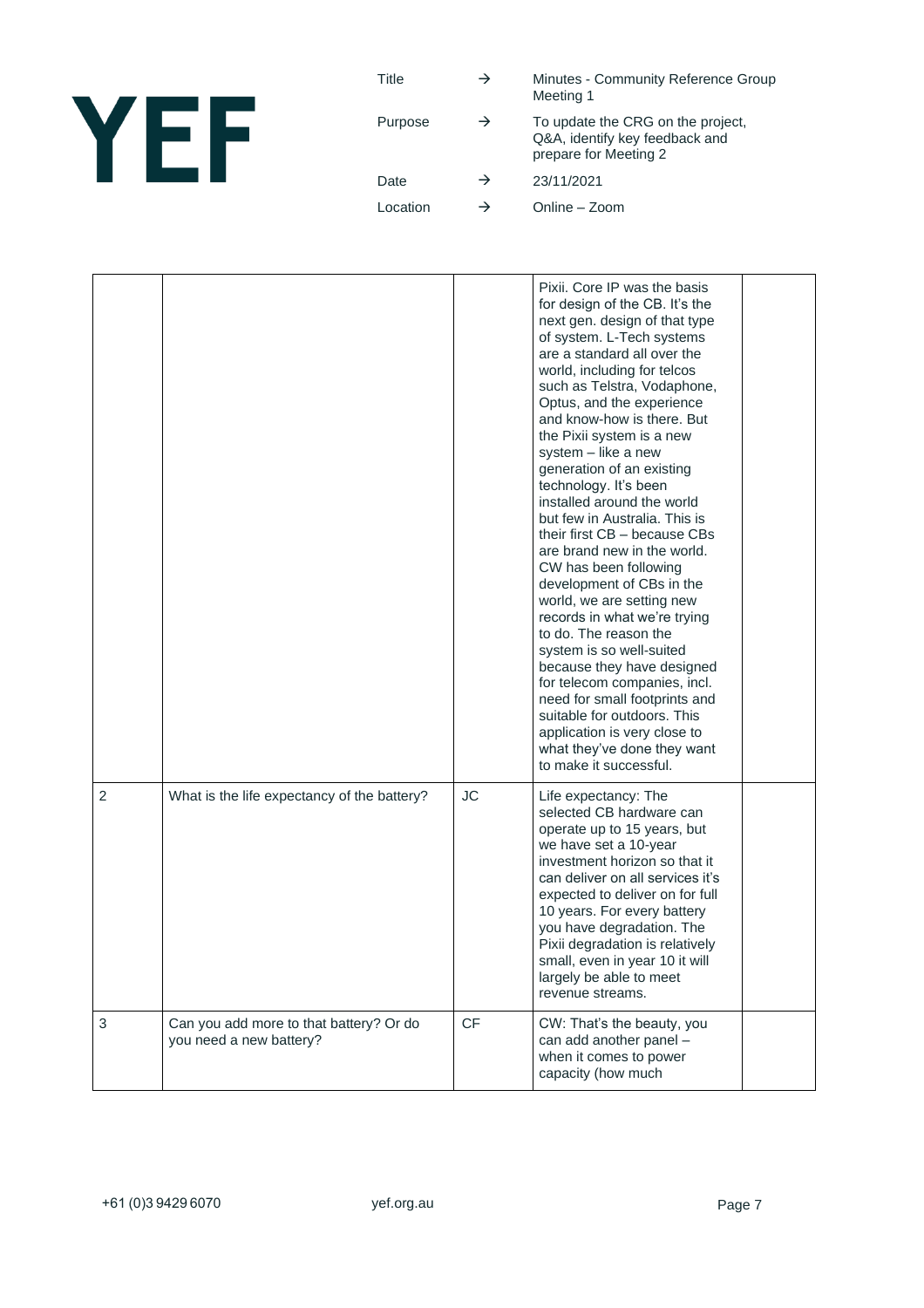| Title | → | Minutes - Community Reference Group Meeting 1 |
|---|---|---|
| Purpose | → | To update the CRG on the project, Q&A, identify key feedback and prepare for Meeting 2 |
| Date | → | 23/11/2021 |
| Location | → | Online – Zoom |

| | | | | |
|---|---|---|---|---|
| | | | Pixii. Core IP was the basis for design of the CB. It's the next gen. design of that type of system. L-Tech systems are a standard all over the world, including for telcos such as Telstra, Vodaphone, Optus, and the experience and know-how is there. But the Pixii system is a new system – like a new generation of an existing technology. It's been installed around the world but few in Australia. This is their first CB – because CBs are brand new in the world. CW has been following development of CBs in the world, we are setting new records in what we're trying to do. The reason the system is so well-suited because they have designed for telecom companies, incl. need for small footprints and suitable for outdoors. This application is very close to what they've done they want to make it successful. | |
| 2 | What is the life expectancy of the battery? | JC | Life expectancy: The selected CB hardware can operate up to 15 years, but we have set a 10-year investment horizon so that it can deliver on all services it's expected to deliver on for full 10 years. For every battery you have degradation. The Pixii degradation is relatively small, even in year 10 it will largely be able to meet revenue streams. | |
| 3 | Can you add more to that battery? Or do you need a new battery? | CF | CW: That's the beauty, you can add another panel – when it comes to power capacity (how much | |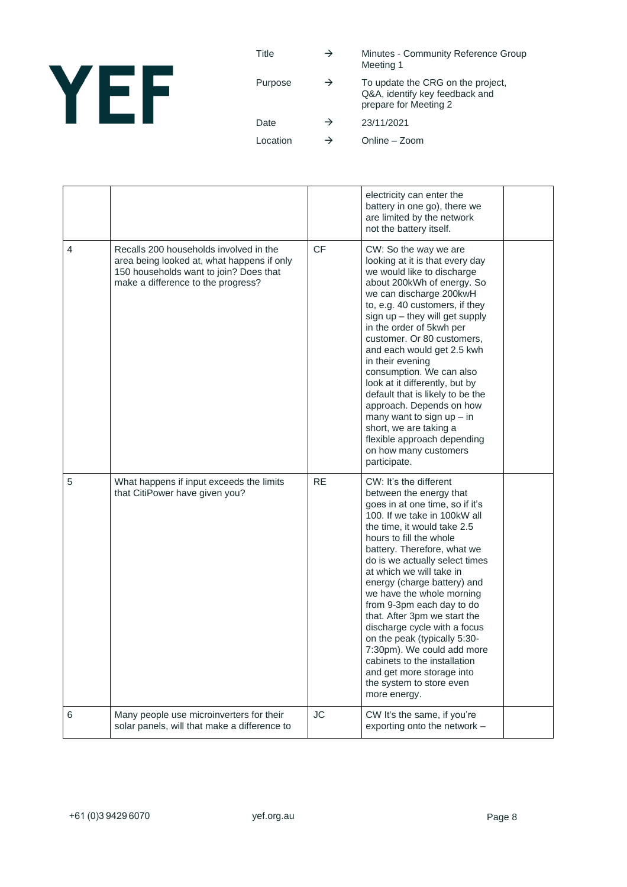| Title | → | Minutes - Community Reference Group Meeting 1 |
|---|---|---|
| Purpose | → | To update the CRG on the project, Q&A, identify key feedback and prepare for Meeting 2 |
| Date | → | 23/11/2021 |
| Location | → | Online – Zoom |

| | | | | |
|---|---|---|---|---|
| | | | electricity can enter the battery in one go), there we are limited by the network not the battery itself. | |
| 4 | Recalls 200 households involved in the area being looked at, what happens if only 150 households want to join? Does that make a difference to the progress? | CF | CW: So the way we are looking at it is that every day we would like to discharge about 200kWh of energy. So we can discharge 200kwH to, e.g. 40 customers, if they sign up – they will get supply in the order of 5kwh per customer. Or 80 customers, and each would get 2.5 kwh in their evening consumption. We can also look at it differently, but by default that is likely to be the approach. Depends on how many want to sign up – in short, we are taking a flexible approach depending on how many customers participate. | |
| 5 | What happens if input exceeds the limits that CitiPower have given you? | RE | CW: It's the different between the energy that goes in at one time, so if it's 100. If we take in 100kW all the time, it would take 2.5 hours to fill the whole battery. Therefore, what we do is we actually select times at which we will take in energy (charge battery) and we have the whole morning from 9-3pm each day to do that. After 3pm we start the discharge cycle with a focus on the peak (typically 5:30-7:30pm). We could add more cabinets to the installation and get more storage into the system to store even more energy. | |
| 6 | Many people use microinverters for their solar panels, will that make a difference to | JC | CW It's the same, if you're exporting onto the network – | |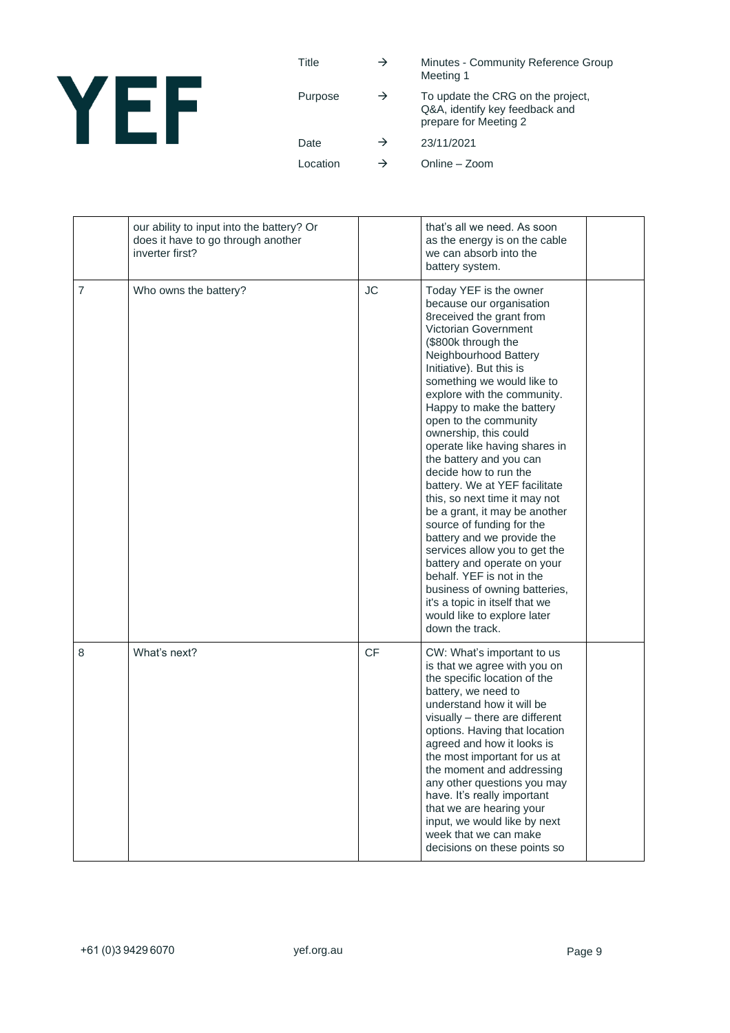| Title | → | Minutes - Community Reference Group Meeting 1 |
|---|---|---|
| Purpose | → | To update the CRG on the project, Q&A, identify key feedback and prepare for Meeting 2 |
| Date | → | 23/11/2021 |
| Location | → | Online – Zoom |

| | | | | |
|---|---|---|---|---|
| | our ability to input into the battery? Or does it have to go through another inverter first? | | that's all we need. As soon as the energy is on the cable we can absorb into the battery system. | |
| 7 | Who owns the battery? | JC | Today YEF is the owner because our organisation 8received the grant from Victorian Government ($800k through the Neighbourhood Battery Initiative). But this is something we would like to explore with the community. Happy to make the battery open to the community ownership, this could operate like having shares in the battery and you can decide how to run the battery. We at YEF facilitate this, so next time it may not be a grant, it may be another source of funding for the battery and we provide the services allow you to get the battery and operate on your behalf. YEF is not in the business of owning batteries, it's a topic in itself that we would like to explore later down the track. | |
| 8 | What's next? | CF | CW: What's important to us is that we agree with you on the specific location of the battery, we need to understand how it will be visually – there are different options. Having that location agreed and how it looks is the most important for us at the moment and addressing any other questions you may have. It's really important that we are hearing your input, we would like by next week that we can make decisions on these points so | |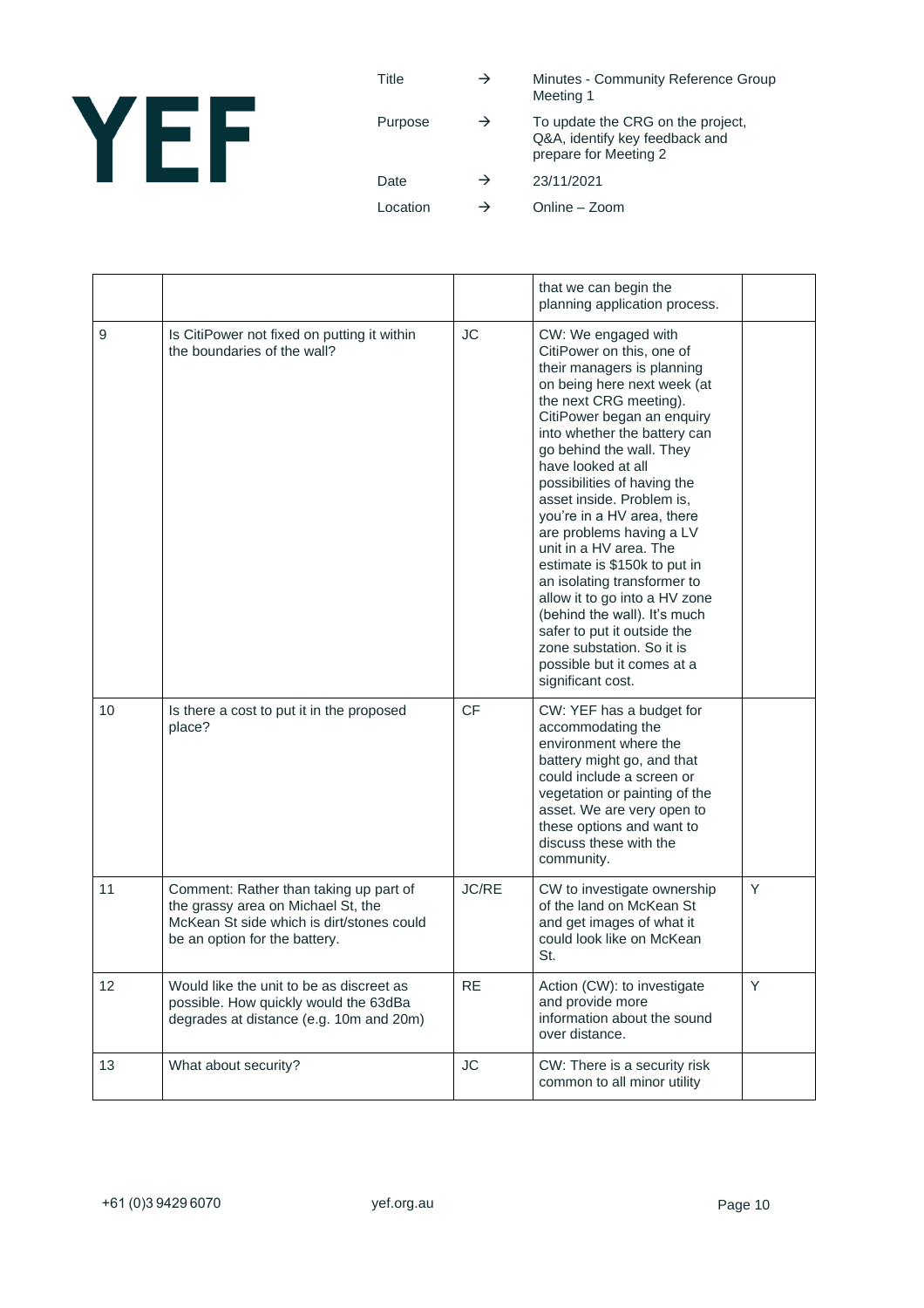| Title | → | Minutes - Community Reference Group Meeting 1 |
| --- | --- | --- |
| Purpose | → | To update the CRG on the project, Q&A, identify key feedback and prepare for Meeting 2 |
| Date | → | 23/11/2021 |
| Location | → | Online – Zoom |

| | | | | |
| --- | --- | --- | --- | --- |
| | | | that we can begin the planning application process. | |
| 9 | Is CitiPower not fixed on putting it within the boundaries of the wall? | JC | CW: We engaged with CitiPower on this, one of their managers is planning on being here next week (at the next CRG meeting). CitiPower began an enquiry into whether the battery can go behind the wall. They have looked at all possibilities of having the asset inside. Problem is, you're in a HV area, there are problems having a LV unit in a HV area. The estimate is $150k to put in an isolating transformer to allow it to go into a HV zone (behind the wall). It's much safer to put it outside the zone substation. So it is possible but it comes at a significant cost. | |
| 10 | Is there a cost to put it in the proposed place? | CF | CW: YEF has a budget for accommodating the environment where the battery might go, and that could include a screen or vegetation or painting of the asset. We are very open to these options and want to discuss these with the community. | |
| 11 | Comment: Rather than taking up part of the grassy area on Michael St, the McKean St side which is dirt/stones could be an option for the battery. | JC/RE | CW to investigate ownership of the land on McKean St and get images of what it could look like on McKean St. | Y |
| 12 | Would like the unit to be as discreet as possible. How quickly would the 63dBa degrades at distance (e.g. 10m and 20m) | RE | Action (CW): to investigate and provide more information about the sound over distance. | Y |
| 13 | What about security? | JC | CW: There is a security risk common to all minor utility | |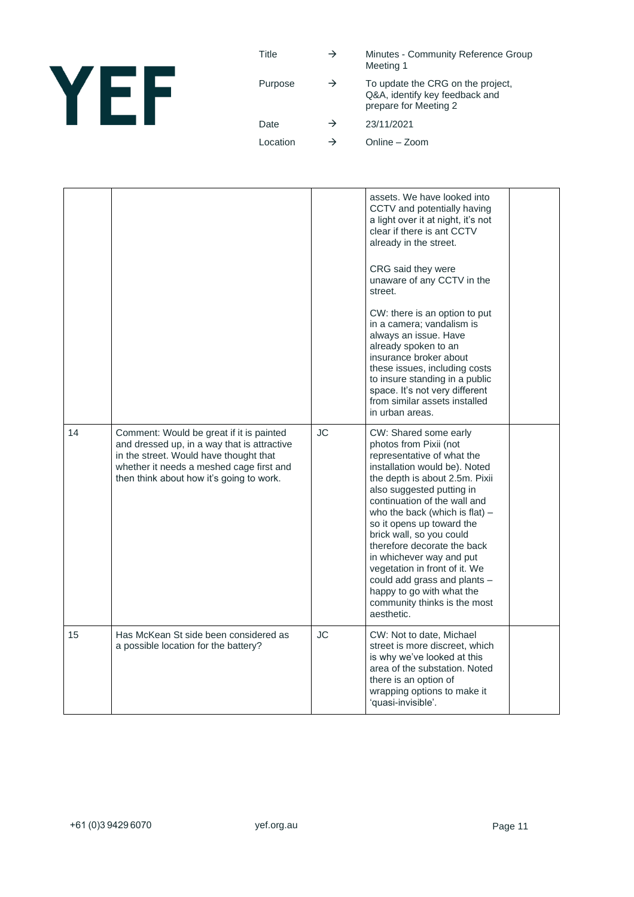| | | | | |
|---|---|---|---|---|
| | | | assets. We have looked into CCTV and potentially having a light over it at night, it's not clear if there is ant CCTV already in the street.<br><br>CRG said they were unaware of any CCTV in the street.<br><br>CW: there is an option to put in a camera; vandalism is always an issue. Have already spoken to an insurance broker about these issues, including costs to insure standing in a public space. It's not very different from similar assets installed in urban areas. | |
| 14 | Comment: Would be great if it is painted and dressed up, in a way that is attractive in the street. Would have thought that whether it needs a meshed cage first and then think about how it's going to work. | JC | CW: Shared some early photos from Pixii (not representative of what the installation would be). Noted the depth is about 2.5m. Pixii also suggested putting in continuation of the wall and who the back (which is flat) – so it opens up toward the brick wall, so you could therefore decorate the back in whichever way and put vegetation in front of it. We could add grass and plants – happy to go with what the community thinks is the most aesthetic. | |
| 15 | Has McKean St side been considered as a possible location for the battery? | JC | CW: Not to date, Michael street is more discreet, which is why we've looked at this area of the substation. Noted there is an option of wrapping options to make it 'quasi-invisible'. | |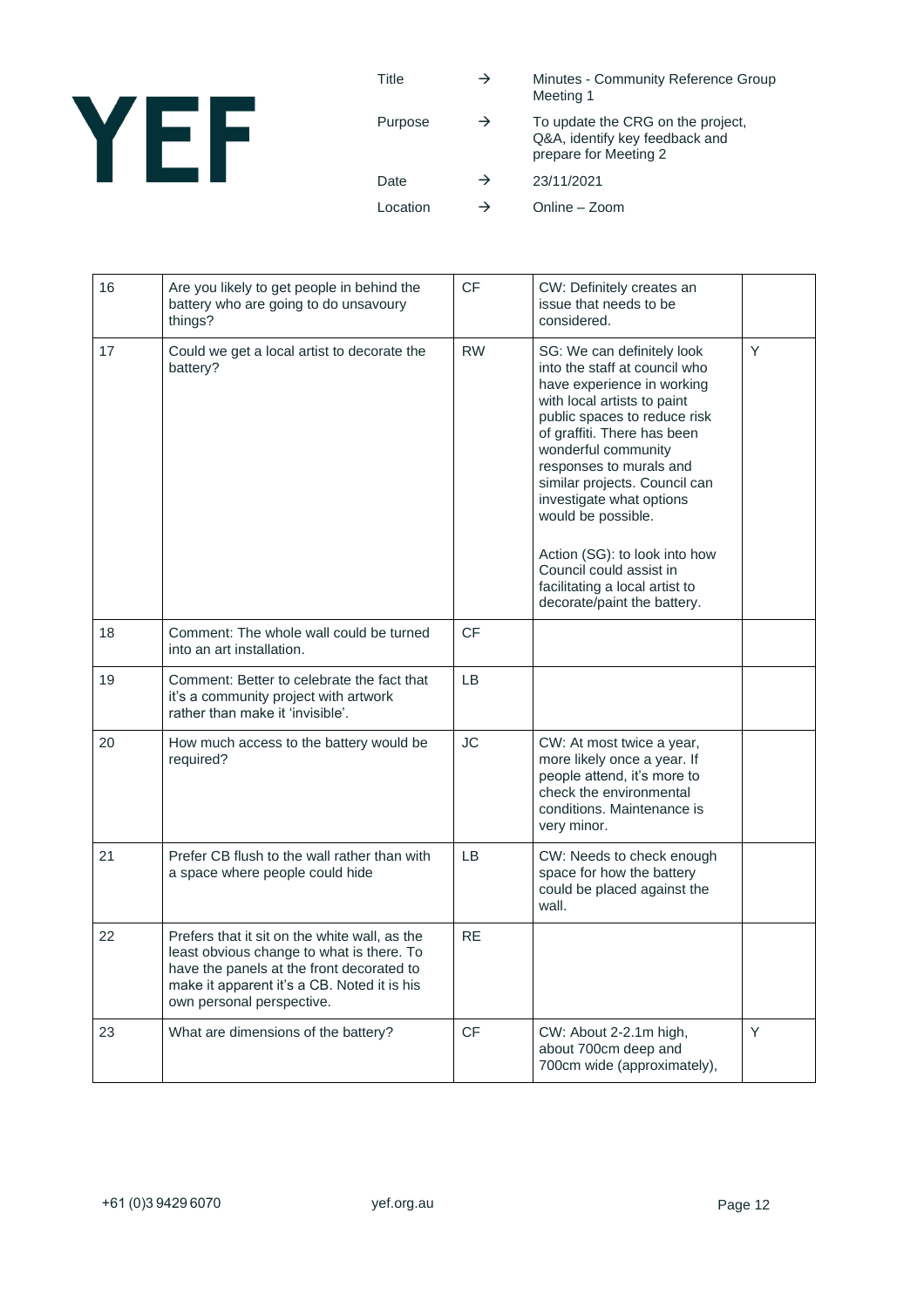| Title | → | Minutes - Community Reference Group Meeting 1 |
|---|---|---|
| Purpose | → | To update the CRG on the project, Q&A, identify key feedback and prepare for Meeting 2 |
| Date | → | 23/11/2021 |
| Location | → | Online – Zoom |

| | | | | |
|---|---|---|---|---|
| 16 | Are you likely to get people in behind the battery who are going to do unsavoury things? | CF | CW: Definitely creates an issue that needs to be considered. | |
| 17 | Could we get a local artist to decorate the battery? | RW | SG: We can definitely look into the staff at council who have experience in working with local artists to paint public spaces to reduce risk of graffiti. There has been wonderful community responses to murals and similar projects. Council can investigate what options would be possible.<br><br>Action (SG): to look into how Council could assist in facilitating a local artist to decorate/paint the battery. | Y |
| 18 | Comment: The whole wall could be turned into an art installation. | CF | | |
| 19 | Comment: Better to celebrate the fact that it's a community project with artwork rather than make it 'invisible'. | LB | | |
| 20 | How much access to the battery would be required? | JC | CW: At most twice a year, more likely once a year. If people attend, it's more to check the environmental conditions. Maintenance is very minor. | |
| 21 | Prefer CB flush to the wall rather than with a space where people could hide | LB | CW: Needs to check enough space for how the battery could be placed against the wall. | |
| 22 | Prefers that it sit on the white wall, as the least obvious change to what is there. To have the panels at the front decorated to make it apparent it's a CB. Noted it is his own personal perspective. | RE | | |
| 23 | What are dimensions of the battery? | CF | CW: About 2-2.1m high, about 700cm deep and 700cm wide (approximately), | Y |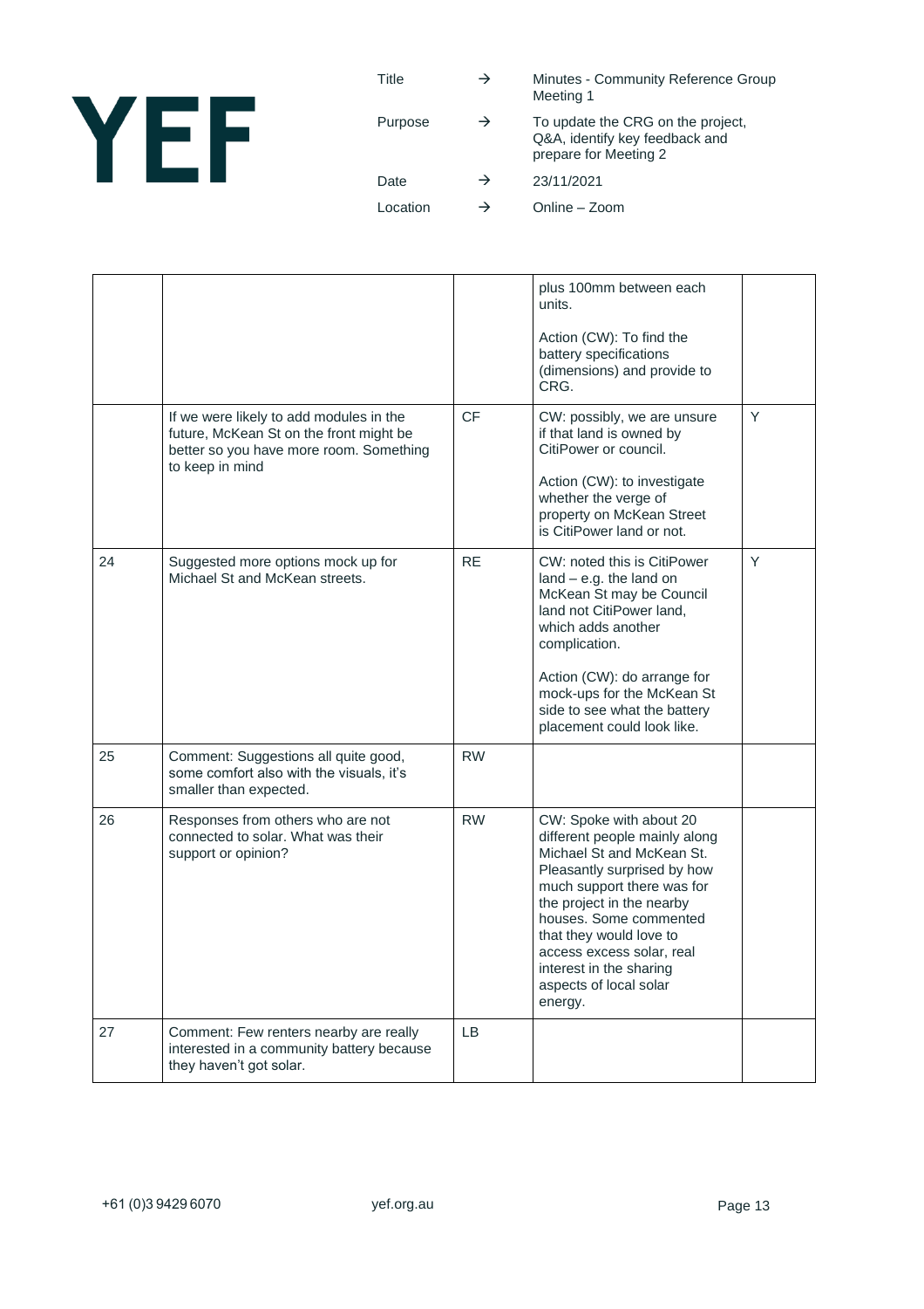| Title | → | Minutes - Community Reference Group Meeting 1 |
|---|---|---|
| Purpose | → | To update the CRG on the project, Q&A, identify key feedback and prepare for Meeting 2 |
| Date | → | 23/11/2021 |
| Location | → | Online – Zoom |

| | | | | |
|---|---|---|---|---|
| | | | plus 100mm between each units.<br><br>Action (CW): To find the battery specifications (dimensions) and provide to CRG. | |
| | If we were likely to add modules in the future, McKean St on the front might be better so you have more room. Something to keep in mind | CF | CW: possibly, we are unsure if that land is owned by CitiPower or council.<br><br>Action (CW): to investigate whether the verge of property on McKean Street is CitiPower land or not. | Y |
| 24 | Suggested more options mock up for Michael St and McKean streets. | RE | CW: noted this is CitiPower land – e.g. the land on McKean St may be Council land not CitiPower land, which adds another complication.<br><br>Action (CW): do arrange for mock-ups for the McKean St side to see what the battery placement could look like. | Y |
| 25 | Comment: Suggestions all quite good, some comfort also with the visuals, it's smaller than expected. | RW | | |
| 26 | Responses from others who are not connected to solar. What was their support or opinion? | RW | CW: Spoke with about 20 different people mainly along Michael St and McKean St. Pleasantly surprised by how much support there was for the project in the nearby houses. Some commented that they would love to access excess solar, real interest in the sharing aspects of local solar energy. | |
| 27 | Comment: Few renters nearby are really interested in a community battery because they haven't got solar. | LB | | |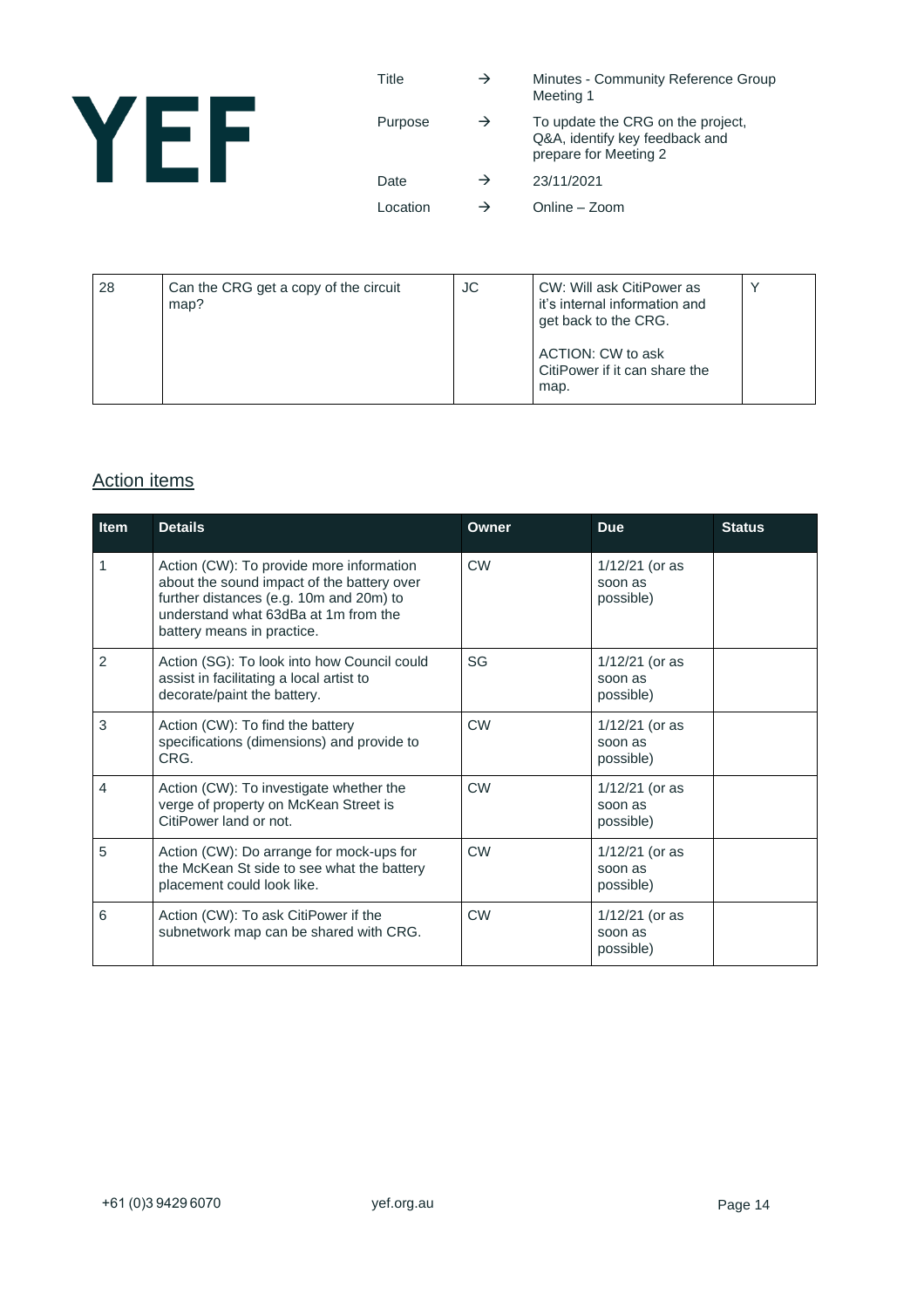| | | | | |
|---|---|---|---|---|
| 28 | Can the CRG get a copy of the circuit map? | JC | CW: Will ask CitiPower as it's internal information and get back to the CRG.<br><br>ACTION: CW to ask CitiPower if it can share the map. | Y |

## Action items

| Item | Details | Owner | Due | Status |
|---|---|---|---|---|
| 1 | Action (CW): To provide more information about the sound impact of the battery over further distances (e.g. 10m and 20m) to understand what 63dBa at 1m from the battery means in practice. | CW | 1/12/21 (or as soon as possible) | |
| 2 | Action (SG): To look into how Council could assist in facilitating a local artist to decorate/paint the battery. | SG | 1/12/21 (or as soon as possible) | |
| 3 | Action (CW): To find the battery specifications (dimensions) and provide to CRG. | CW | 1/12/21 (or as soon as possible) | |
| 4 | Action (CW): To investigate whether the verge of property on McKean Street is CitiPower land or not. | CW | 1/12/21 (or as soon as possible) | |
| 5 | Action (CW): Do arrange for mock-ups for the McKean St side to see what the battery placement could look like. | CW | 1/12/21 (or as soon as possible) | |
| 6 | Action (CW): To ask CitiPower if the subnetwork map can be shared with CRG. | CW | 1/12/21 (or as soon as possible) | |